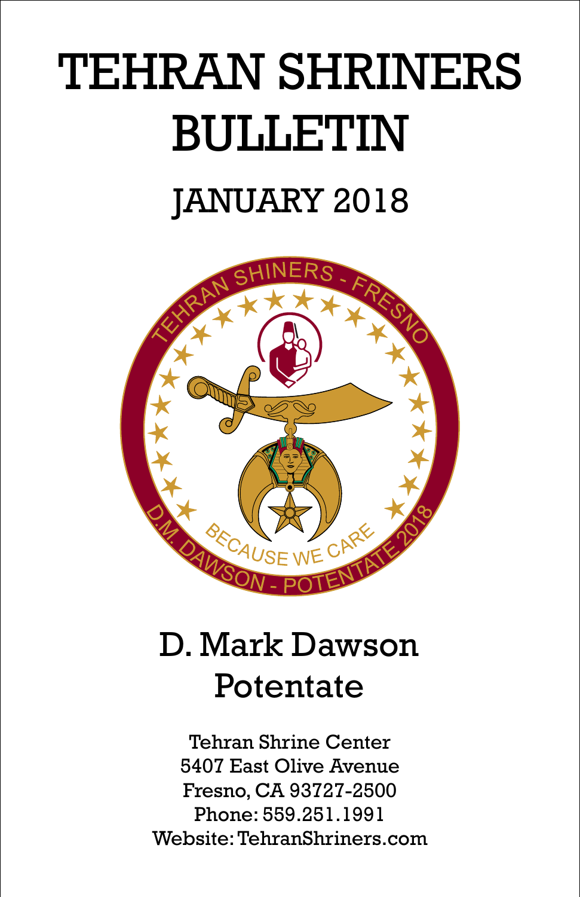# TEHRAN SHRINERS BULLETIN

## JANUARY 2018

TEHRAN SHINERS - FRESNO

BECAUSE WE CARE

D.M. DAWSON - POTENTATE 2018

## D. Mark Dawson
## Potentate

Tehran Shrine Center
5407 East Olive Avenue
Fresno, CA 93727-2500
Phone: 559.251.1991
Website: TehranShriners.com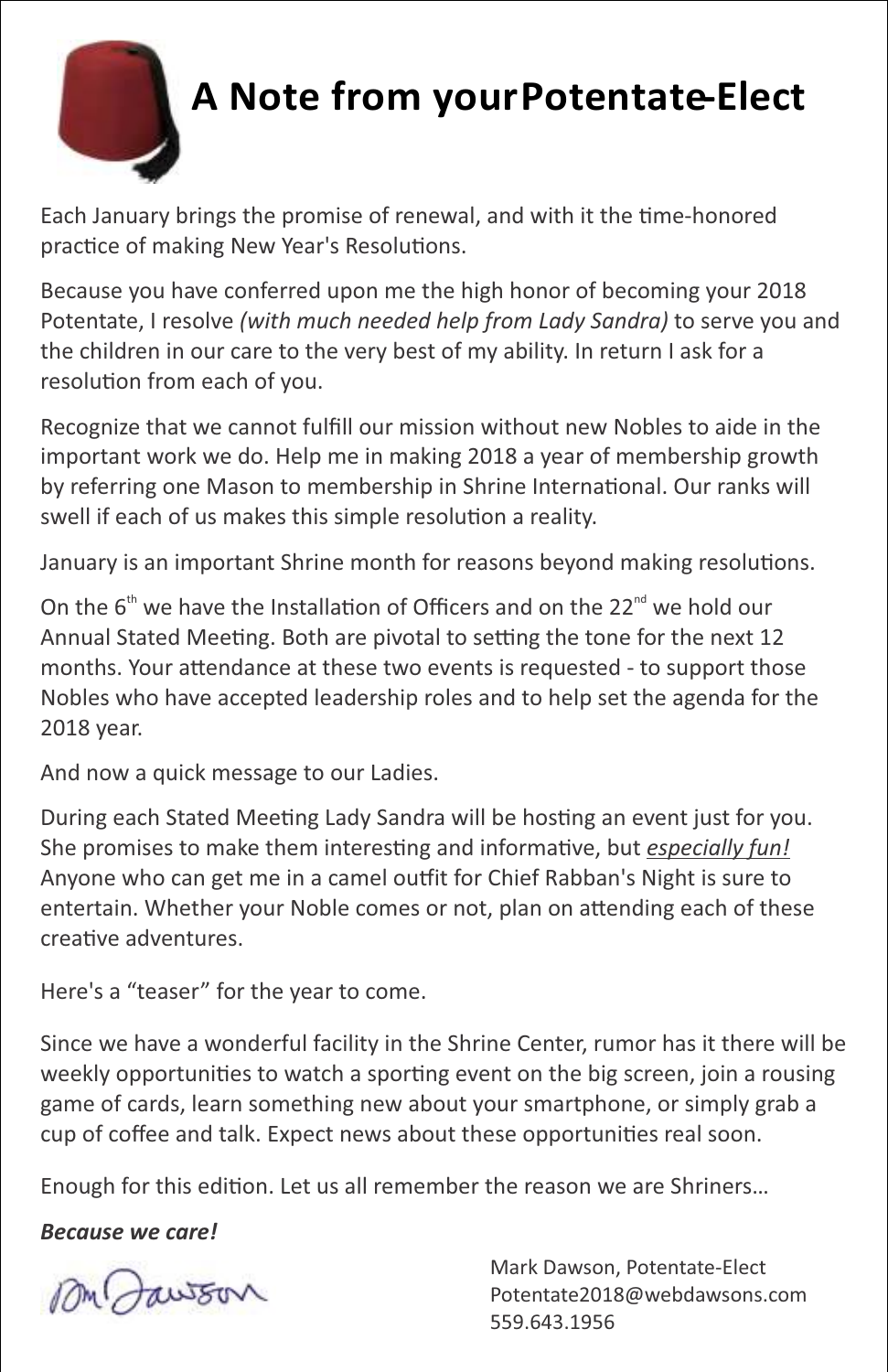# A Note from your Potentate-Elect

Each January brings the promise of renewal, and with it the time-honored practice of making New Year's Resolutions.

Because you have conferred upon me the high honor of becoming your 2018 Potentate, I resolve *(with much needed help from Lady Sandra)* to serve you and the children in our care to the very best of my ability. In return I ask for a resolution from each of you.

Recognize that we cannot fulfill our mission without new Nobles to aide in the important work we do. Help me in making 2018 a year of membership growth by referring one Mason to membership in Shrine International. Our ranks will swell if each of us makes this simple resolution a reality.

January is an important Shrine month for reasons beyond making resolutions.

On the 6th we have the Installation of Officers and on the 22nd we hold our Annual Stated Meeting. Both are pivotal to setting the tone for the next 12 months. Your attendance at these two events is requested - to support those Nobles who have accepted leadership roles and to help set the agenda for the 2018 year.

And now a quick message to our Ladies.

During each Stated Meeting Lady Sandra will be hosting an event just for you. She promises to make them interesting and informative, but *especially fun!* Anyone who can get me in a camel outfit for Chief Rabban's Night is sure to entertain. Whether your Noble comes or not, plan on attending each of these creative adventures.

Here's a "teaser" for the year to come.

Since we have a wonderful facility in the Shrine Center, rumor has it there will be weekly opportunities to watch a sporting event on the big screen, join a rousing game of cards, learn something new about your smartphone, or simply grab a cup of coffee and talk. Expect news about these opportunities real soon.

Enough for this edition. Let us all remember the reason we are Shriners…

***Because we care!***

Mark Dawson, Potentate-Elect
Potentate2018@webdawsons.com
559.643.1956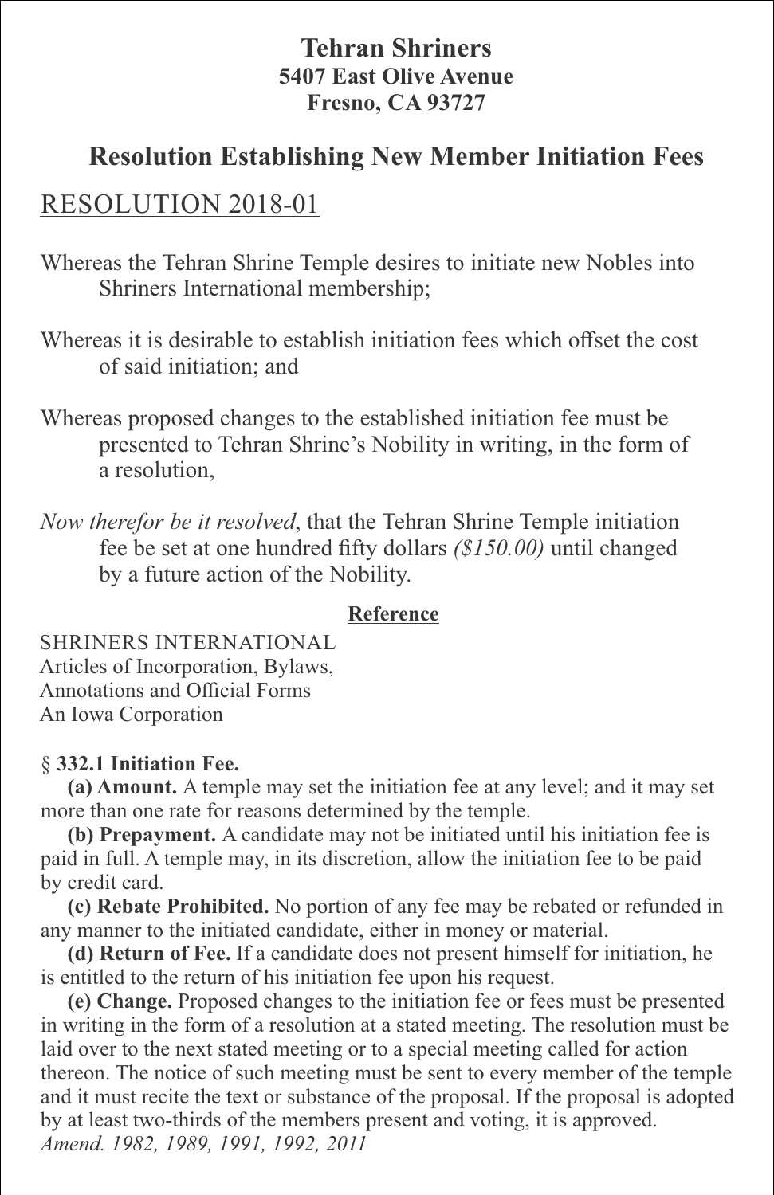**Tehran Shriners**
**5407 East Olive Avenue**
**Fresno, CA 93727**

## Resolution Establishing New Member Initiation Fees

## RESOLUTION 2018-01

Whereas the Tehran Shrine Temple desires to initiate new Nobles into Shriners International membership;

Whereas it is desirable to establish initiation fees which offset the cost of said initiation; and

Whereas proposed changes to the established initiation fee must be presented to Tehran Shrine's Nobility in writing, in the form of a resolution,

*Now therefor be it resolved*, that the Tehran Shrine Temple initiation fee be set at one hundred fifty dollars *($150.00)* until changed by a future action of the Nobility.

**Reference**

SHRINERS INTERNATIONAL
Articles of Incorporation, Bylaws,
Annotations and Official Forms
An Iowa Corporation

§ **332.1 Initiation Fee.**

**(a) Amount.** A temple may set the initiation fee at any level; and it may set more than one rate for reasons determined by the temple.

**(b) Prepayment.** A candidate may not be initiated until his initiation fee is paid in full. A temple may, in its discretion, allow the initiation fee to be paid by credit card.

**(c) Rebate Prohibited.** No portion of any fee may be rebated or refunded in any manner to the initiated candidate, either in money or material.

**(d) Return of Fee.** If a candidate does not present himself for initiation, he is entitled to the return of his initiation fee upon his request.

**(e) Change.** Proposed changes to the initiation fee or fees must be presented in writing in the form of a resolution at a stated meeting. The resolution must be laid over to the next stated meeting or to a special meeting called for action thereon. The notice of such meeting must be sent to every member of the temple and it must recite the text or substance of the proposal. If the proposal is adopted by at least two-thirds of the members present and voting, it is approved.
*Amend. 1982, 1989, 1991, 1992, 2011*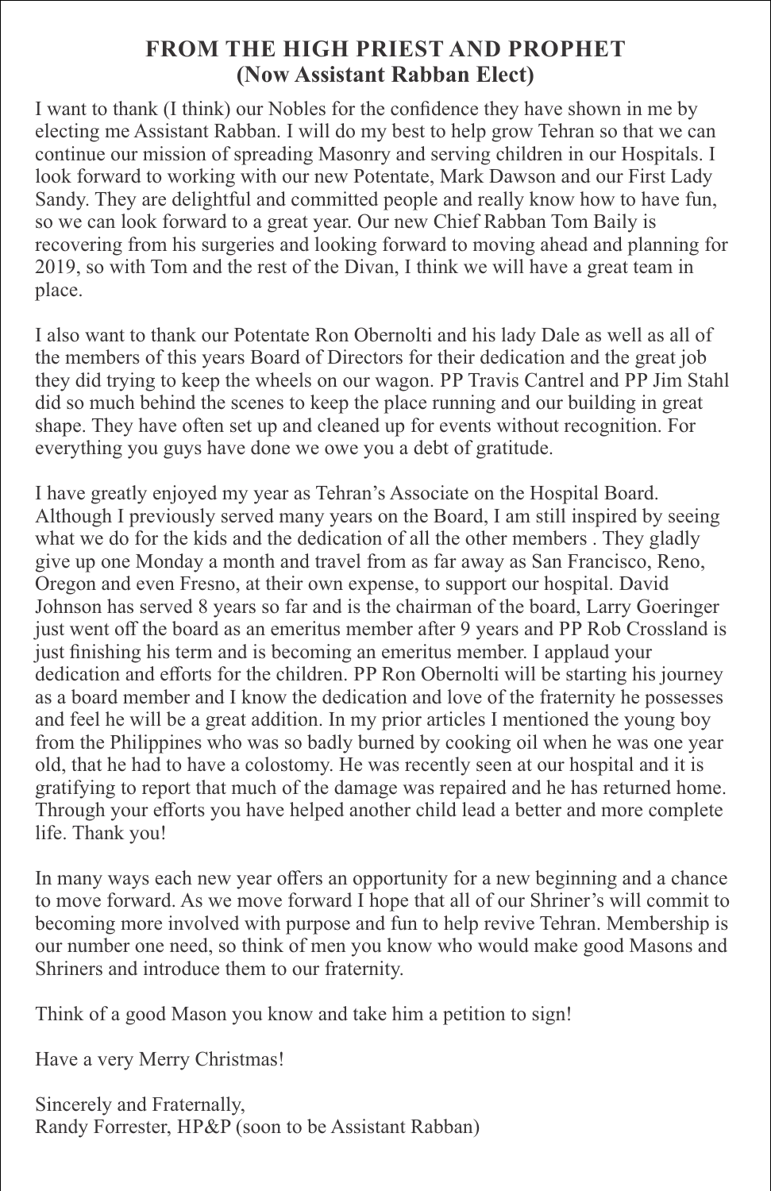## FROM THE HIGH PRIEST AND PROPHET
## (Now Assistant Rabban Elect)

I want to thank (I think) our Nobles for the confidence they have shown in me by electing me Assistant Rabban. I will do my best to help grow Tehran so that we can continue our mission of spreading Masonry and serving children in our Hospitals. I look forward to working with our new Potentate, Mark Dawson and our First Lady Sandy. They are delightful and committed people and really know how to have fun, so we can look forward to a great year. Our new Chief Rabban Tom Baily is recovering from his surgeries and looking forward to moving ahead and planning for 2019, so with Tom and the rest of the Divan, I think we will have a great team in place.

I also want to thank our Potentate Ron Obernolti and his lady Dale as well as all of the members of this years Board of Directors for their dedication and the great job they did trying to keep the wheels on our wagon. PP Travis Cantrel and PP Jim Stahl did so much behind the scenes to keep the place running and our building in great shape. They have often set up and cleaned up for events without recognition. For everything you guys have done we owe you a debt of gratitude.

I have greatly enjoyed my year as Tehran's Associate on the Hospital Board. Although I previously served many years on the Board, I am still inspired by seeing what we do for the kids and the dedication of all the other members . They gladly give up one Monday a month and travel from as far away as San Francisco, Reno, Oregon and even Fresno, at their own expense, to support our hospital. David Johnson has served 8 years so far and is the chairman of the board, Larry Goeringer just went off the board as an emeritus member after 9 years and PP Rob Crossland is just finishing his term and is becoming an emeritus member. I applaud your dedication and efforts for the children. PP Ron Obernolti will be starting his journey as a board member and I know the dedication and love of the fraternity he possesses and feel he will be a great addition. In my prior articles I mentioned the young boy from the Philippines who was so badly burned by cooking oil when he was one year old, that he had to have a colostomy. He was recently seen at our hospital and it is gratifying to report that much of the damage was repaired and he has returned home. Through your efforts you have helped another child lead a better and more complete life. Thank you!

In many ways each new year offers an opportunity for a new beginning and a chance to move forward. As we move forward I hope that all of our Shriner's will commit to becoming more involved with purpose and fun to help revive Tehran. Membership is our number one need, so think of men you know who would make good Masons and Shriners and introduce them to our fraternity.

Think of a good Mason you know and take him a petition to sign!

Have a very Merry Christmas!

Sincerely and Fraternally,
Randy Forrester, HP&P (soon to be Assistant Rabban)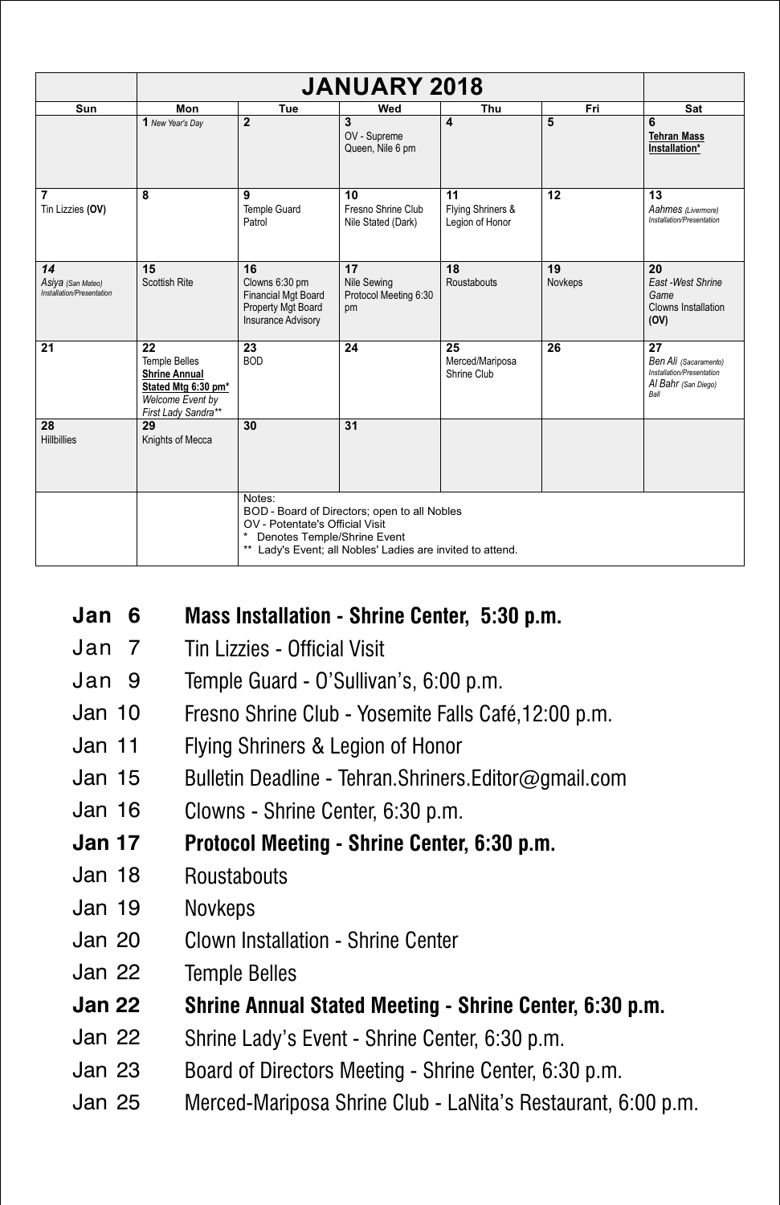## JANUARY 2018

| Sun | Mon | Tue | Wed | Thu | Fri | Sat |
|---|---|---|---|---|---|---|
| | **1** *New Year's Day* | **2** | **3** OV - Supreme Queen, Nile 6 pm | **4** | **5** | **6** **Tehran Mass Installation*** |
| **7** Tin Lizzies **(OV)** | **8** | **9** Temple Guard Patrol | **10** Fresno Shrine Club Nile Stated (Dark) | **11** Flying Shriners & Legion of Honor | **12** | **13** *Aahmes (Livermore) Installation/Presentation* |
| ***14*** *Asiya (San Mateo) Installation/Presentation* | **15** Scottish Rite | **16** Clowns 6:30 pm Financial Mgt Board Property Mgt Board Insurance Advisory | **17** Nile Sewing Protocol Meeting 6:30 pm | **18** Roustabouts | **19** Novkeps | **20** *East -West Shrine Game* Clowns Installation **(OV)** |
| **21** | **22** Temple Belles **Shrine Annual Stated Mtg 6:30 pm*** *Welcome Event by First Lady Sandra*** | **23** BOD | **24** | **25** Merced/Mariposa Shrine Club | **26** | **27** *Ben Ali (Sacaramento) Installation/Presentation* *Al Bahr (San Diego) Ball* |
| **28** Hillbillies | **29** Knights of Mecca | **30** | **31** | | | |

Notes:
BOD - Board of Directors; open to all Nobles
OV - Potentate's Official Visit
\* Denotes Temple/Shrine Event
\*\* Lady's Event; all Nobles' Ladies are invited to attend.

- **Jan 6 — Mass Installation - Shrine Center, 5:30 p.m.**
- Jan 7 — Tin Lizzies - Official Visit
- Jan 9 — Temple Guard - O'Sullivan's, 6:00 p.m.
- Jan 10 — Fresno Shrine Club - Yosemite Falls Café,12:00 p.m.
- Jan 11 — Flying Shriners & Legion of Honor
- Jan 15 — Bulletin Deadline - Tehran.Shriners.Editor@gmail.com
- Jan 16 — Clowns - Shrine Center, 6:30 p.m.
- **Jan 17 — Protocol Meeting - Shrine Center, 6:30 p.m.**
- Jan 18 — Roustabouts
- Jan 19 — Novkeps
- Jan 20 — Clown Installation - Shrine Center
- Jan 22 — Temple Belles
- **Jan 22 — Shrine Annual Stated Meeting - Shrine Center, 6:30 p.m.**
- Jan 22 — Shrine Lady's Event - Shrine Center, 6:30 p.m.
- Jan 23 — Board of Directors Meeting - Shrine Center, 6:30 p.m.
- Jan 25 — Merced-Mariposa Shrine Club - LaNita's Restaurant, 6:00 p.m.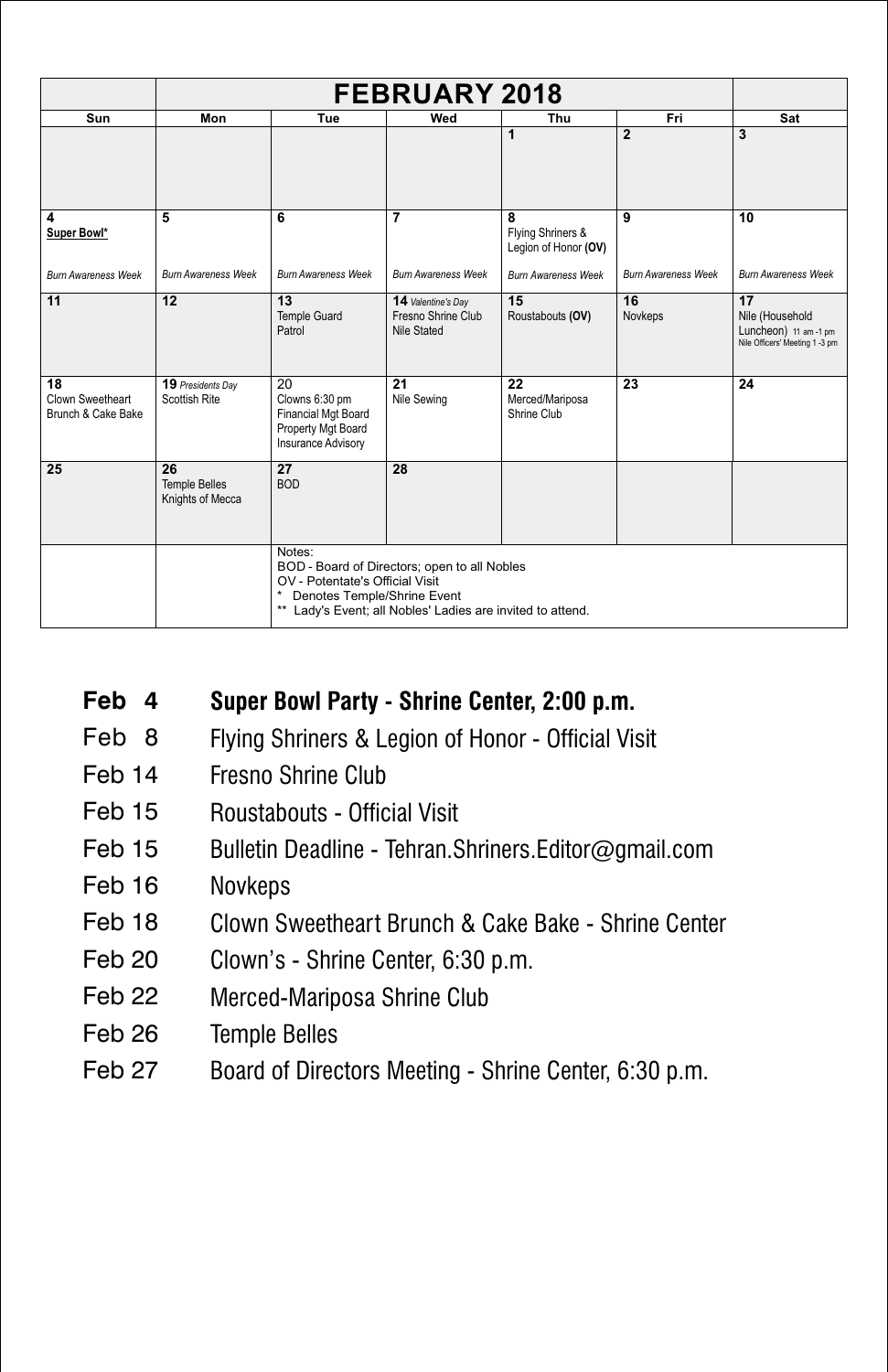| | FEBRUARY 2018 | | | | | |
|---|---|---|---|---|---|---|
| **Sun** | **Mon** | **Tue** | **Wed** | **Thu** | **Fri** | **Sat** |
| | | | | **1** | **2** | **3** |
| **4** <br> **Super Bowl*** <br> *Burn Awareness Week* | **5** <br> *Burn Awareness Week* | **6** <br> *Burn Awareness Week* | **7** <br> *Burn Awareness Week* | **8** <br> Flying Shriners & Legion of Honor **(OV)** <br> *Burn Awareness Week* | **9** <br> *Burn Awareness Week* | **10** <br> *Burn Awareness Week* |
| **11** | **12** | **13** <br> Temple Guard Patrol | **14** *Valentine's Day* <br> Fresno Shrine Club <br> Nile Stated | **15** <br> Roustabouts **(OV)** | **16** <br> Novkeps | **17** <br> Nile (Household Luncheon) 11 am -1 pm <br> Nile Officers' Meeting 1 -3 pm |
| **18** <br> Clown Sweetheart Brunch & Cake Bake | **19** *Presidents Day* <br> Scottish Rite | 20 <br> Clowns 6:30 pm <br> Financial Mgt Board <br> Property Mgt Board <br> Insurance Advisory | **21** <br> Nile Sewing | **22** <br> Merced/Mariposa Shrine Club | **23** | **24** |
| **25** | **26** <br> Temple Belles <br> Knights of Mecca | **27** <br> BOD | **28** | | | |
| | | Notes: <br> BOD - Board of Directors; open to all Nobles <br> OV - Potentate's Official Visit <br> * Denotes Temple/Shrine Event <br> ** Lady's Event; all Nobles' Ladies are invited to attend. | | | | |

- **Feb 4 — Super Bowl Party - Shrine Center, 2:00 p.m.**
- Feb 8 — Flying Shriners & Legion of Honor - Official Visit
- Feb 14 — Fresno Shrine Club
- Feb 15 — Roustabouts - Official Visit
- Feb 15 — Bulletin Deadline - Tehran.Shriners.Editor@gmail.com
- Feb 16 — Novkeps
- Feb 18 — Clown Sweetheart Brunch & Cake Bake - Shrine Center
- Feb 20 — Clown's - Shrine Center, 6:30 p.m.
- Feb 22 — Merced-Mariposa Shrine Club
- Feb 26 — Temple Belles
- Feb 27 — Board of Directors Meeting - Shrine Center, 6:30 p.m.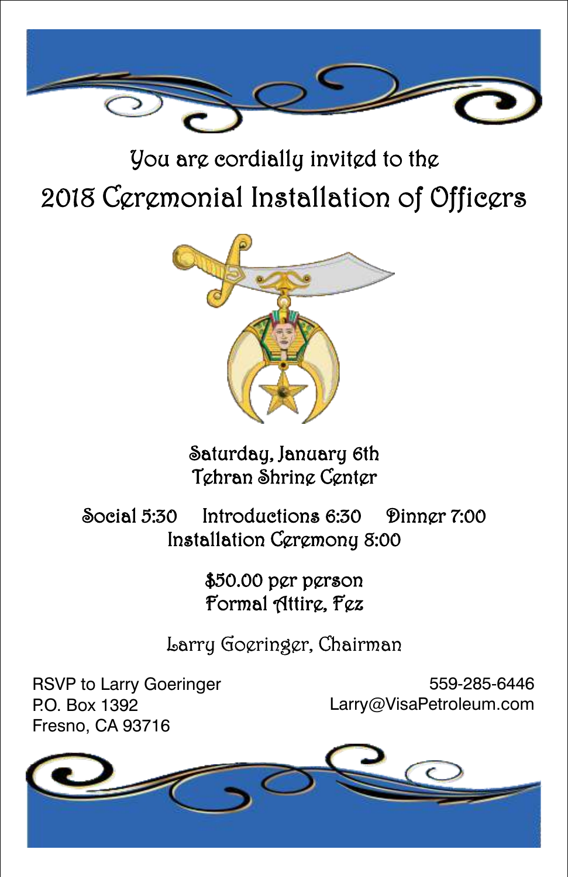You are cordially invited to the

# 2018 Ceremonial Installation of Officers

Saturday, January 6th
Tehran Shrine Center

Social 5:30     Introductions 6:30     Dinner 7:00
Installation Ceremony 8:00

$50.00 per person
Formal Attire, Fez

Larry Goeringer, Chairman

RSVP to Larry Goeringer
P.O. Box 1392
Fresno, CA 93716

559-285-6446
Larry@VisaPetroleum.com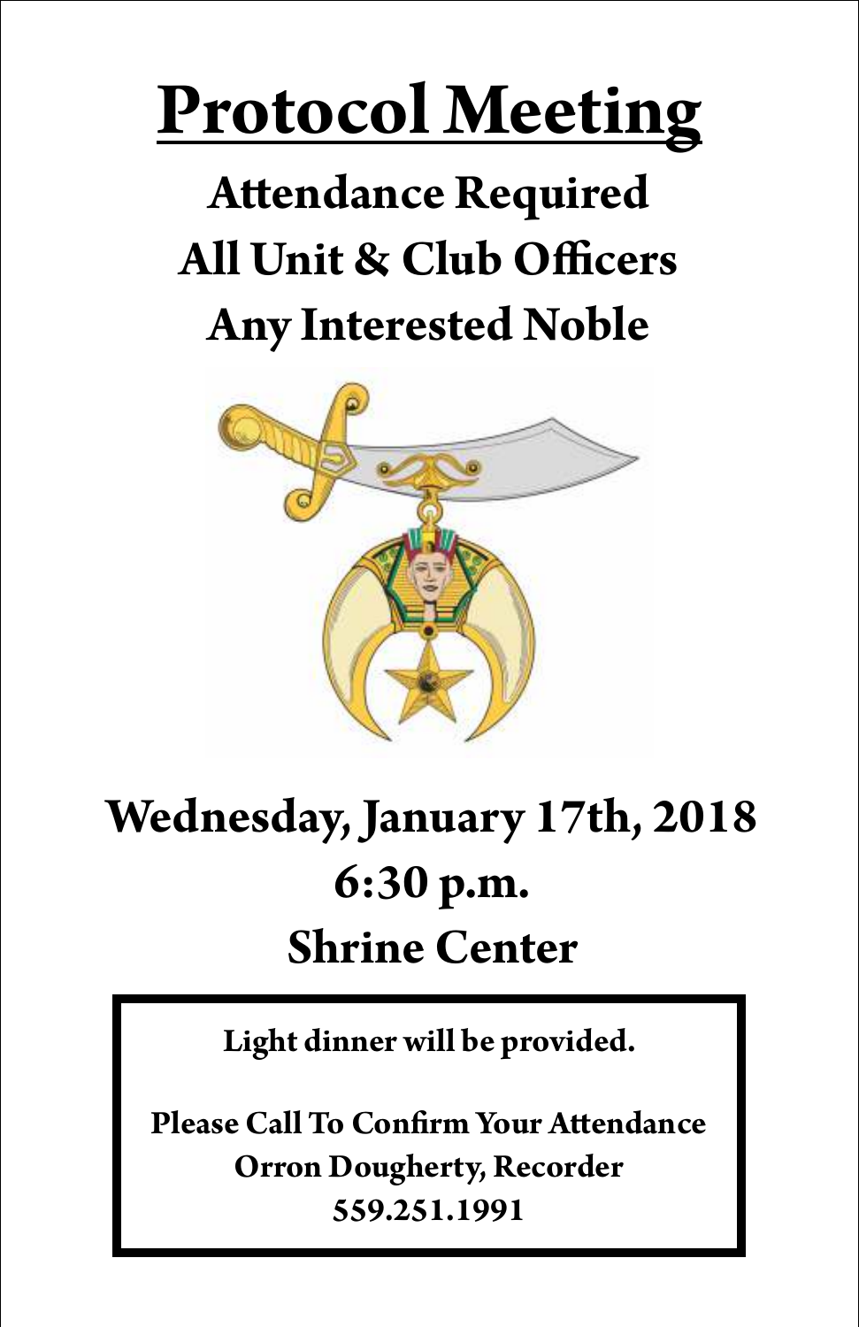# Protocol Meeting

## Attendance Required

## All Unit & Club Officers

## Any Interested Noble

## Wednesday, January 17th, 2018

## 6:30 p.m.

## Shrine Center

**Light dinner will be provided.**

**Please Call To Confirm Your Attendance**
**Orron Dougherty, Recorder**
**559.251.1991**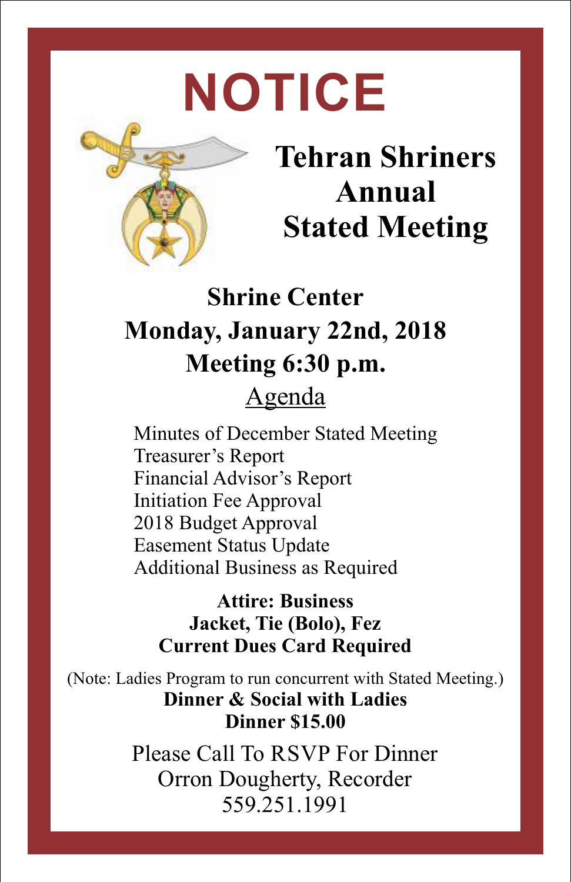# NOTICE

## Tehran Shriners Annual Stated Meeting

**Shrine Center**
**Monday, January 22nd, 2018**
**Meeting 6:30 p.m.**

Agenda

Minutes of December Stated Meeting
Treasurer's Report
Financial Advisor's Report
Initiation Fee Approval
2018 Budget Approval
Easement Status Update
Additional Business as Required

**Attire: Business**
**Jacket, Tie (Bolo), Fez**
**Current Dues Card Required**

(Note: Ladies Program to run concurrent with Stated Meeting.)
**Dinner & Social with Ladies**
**Dinner $15.00**

Please Call To RSVP For Dinner
Orron Dougherty, Recorder
559.251.1991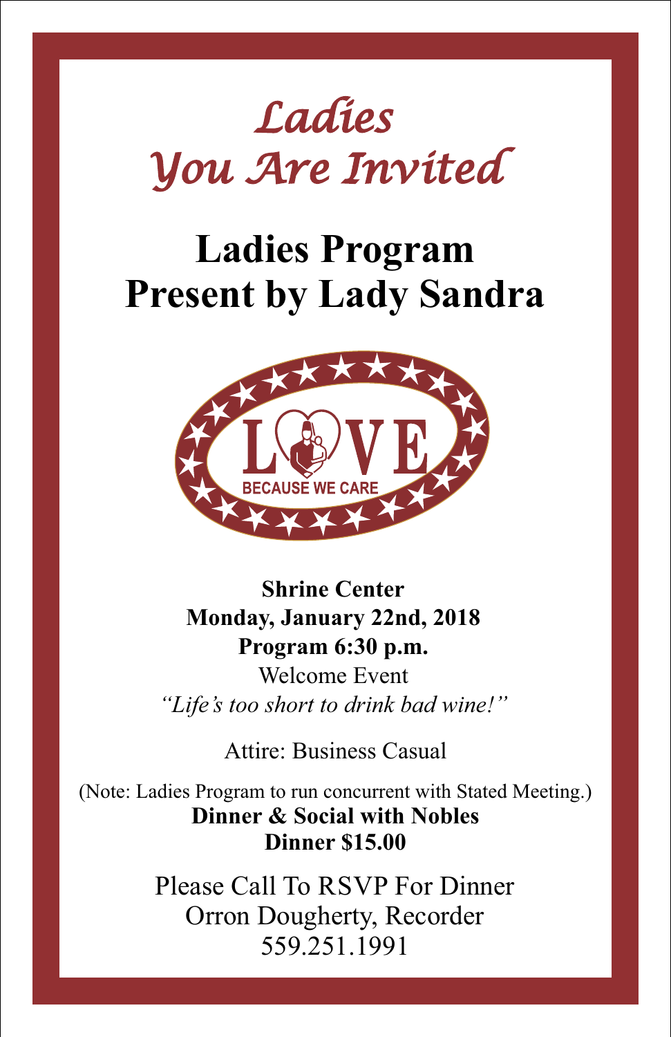# *Ladies You Are Invited*

## Ladies Program
## Present by Lady Sandra

LOVE

BECAUSE WE CARE

**Shrine Center**
**Monday, January 22nd, 2018**
**Program 6:30 p.m.**

Welcome Event

*"Life's too short to drink bad wine!"*

Attire: Business Casual

(Note: Ladies Program to run concurrent with Stated Meeting.)

**Dinner & Social with Nobles**
**Dinner $15.00**

Please Call To RSVP For Dinner
Orron Dougherty, Recorder
559.251.1991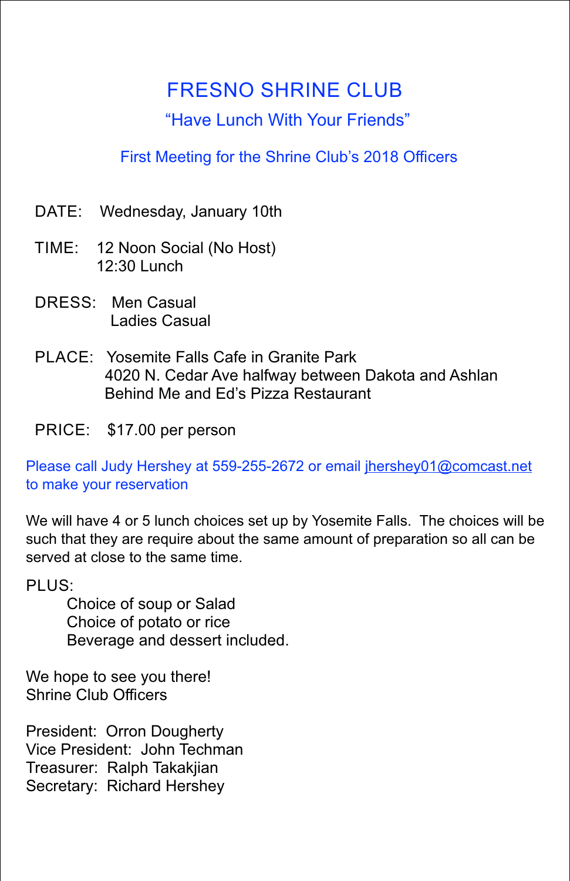# FRESNO SHRINE CLUB

## "Have Lunch With Your Friends"

### First Meeting for the Shrine Club's 2018 Officers

DATE: Wednesday, January 10th

TIME: 12 Noon Social (No Host)
12:30 Lunch

DRESS: Men Casual
Ladies Casual

PLACE: Yosemite Falls Cafe in Granite Park
4020 N. Cedar Ave halfway between Dakota and Ashlan
Behind Me and Ed's Pizza Restaurant

PRICE: $17.00 per person

Please call Judy Hershey at 559-255-2672 or email jhershey01@comcast.net to make your reservation

We will have 4 or 5 lunch choices set up by Yosemite Falls. The choices will be such that they are require about the same amount of preparation so all can be served at close to the same time.

PLUS:
- Choice of soup or Salad
- Choice of potato or rice
- Beverage and dessert included.

We hope to see you there!
Shrine Club Officers

President: Orron Dougherty
Vice President: John Techman
Treasurer: Ralph Takakjian
Secretary: Richard Hershey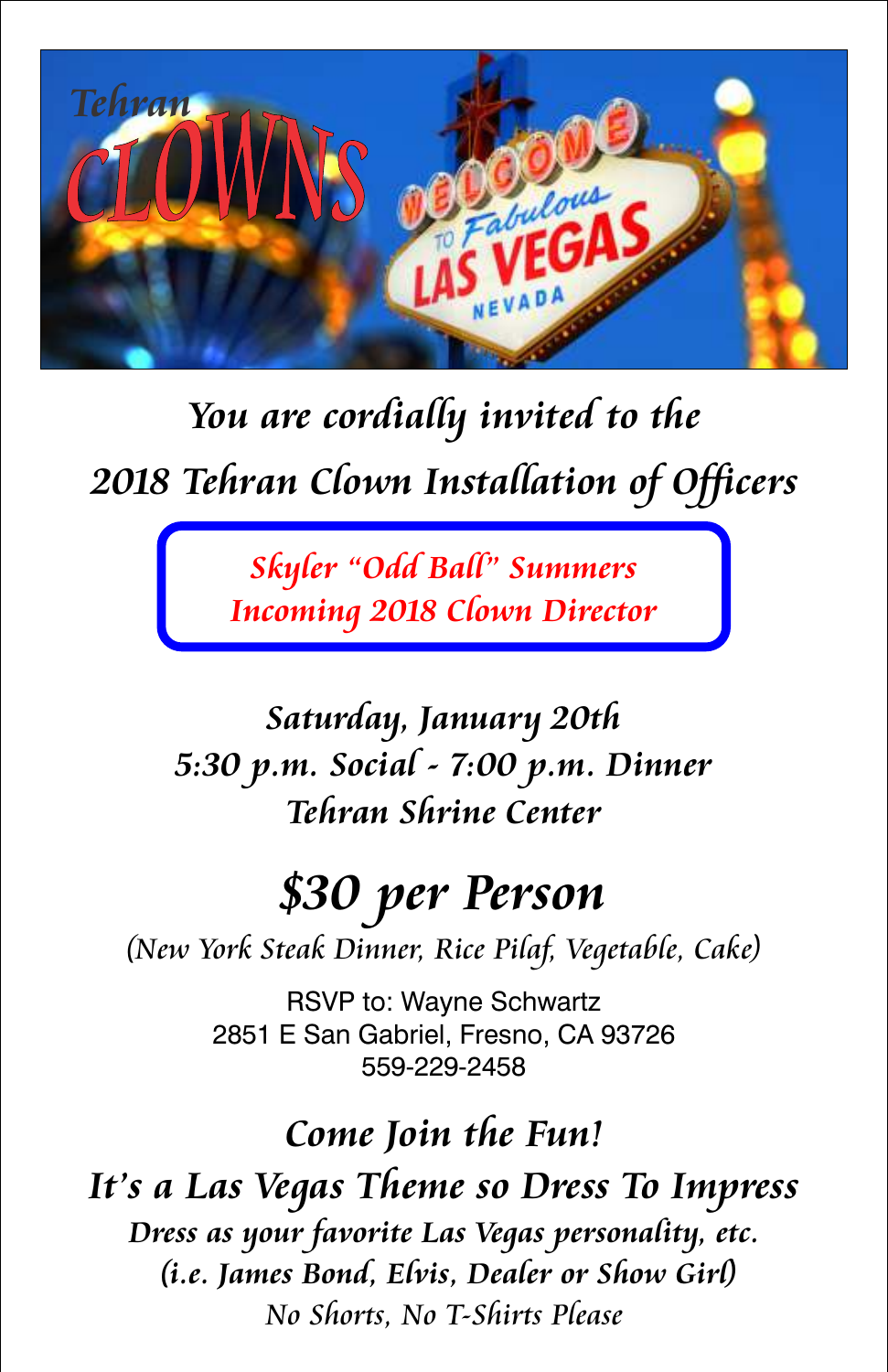Tehran CLOWNS

WELCOME TO Fabulous LAS VEGAS NEVADA

## *You are cordially invited to the*
## *2018 Tehran Clown Installation of Officers*

***Skyler "Odd Ball" Summers***
***Incoming 2018 Clown Director***

***Saturday, January 20th***
***5:30 p.m. Social - 7:00 p.m. Dinner***
***Tehran Shrine Center***

# *$30 per Person*

*(New York Steak Dinner, Rice Pilaf, Vegetable, Cake)*

RSVP to: Wayne Schwartz
2851 E San Gabriel, Fresno, CA 93726
559-229-2458

***Come Join the Fun!***
***It's a Las Vegas Theme so Dress To Impress***
***Dress as your favorite Las Vegas personality, etc.***
***(i.e. James Bond, Elvis, Dealer or Show Girl)***
*No Shorts, No T-Shirts Please*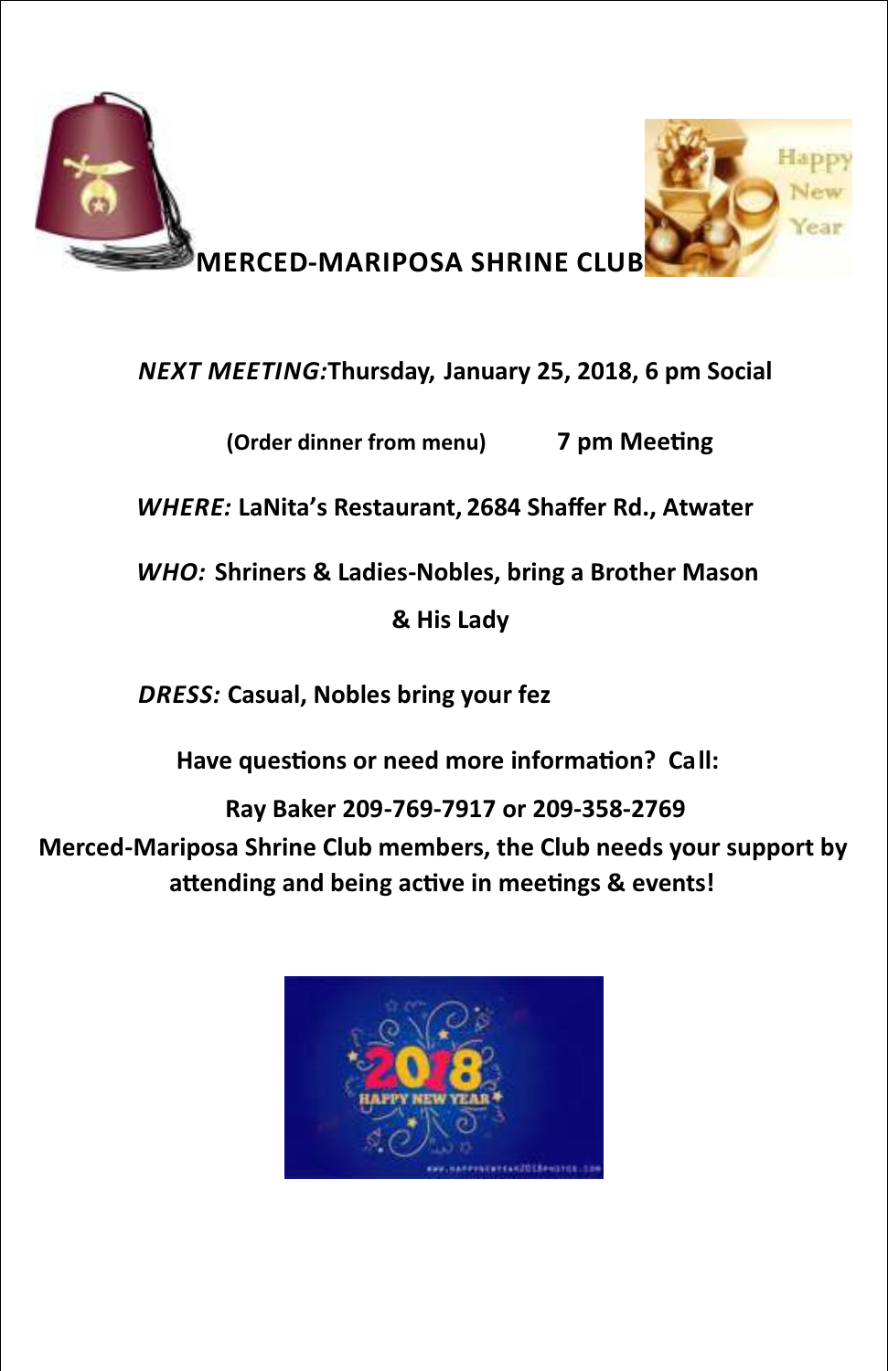# MERCED-MARIPOSA SHRINE CLUB

***NEXT MEETING:*** **Thursday, January 25, 2018, 6 pm Social**

**(Order dinner from menu) 7 pm Meeting**

***WHERE:*** **LaNita's Restaurant, 2684 Shaffer Rd., Atwater**

***WHO:*** **Shriners & Ladies-Nobles, bring a Brother Mason & His Lady**

***DRESS:*** **Casual, Nobles bring your fez**

**Have questions or need more information? Call:**

**Ray Baker 209-769-7917 or 209-358-2769**

**Merced-Mariposa Shrine Club members, the Club needs your support by attending and being active in meetings & events!**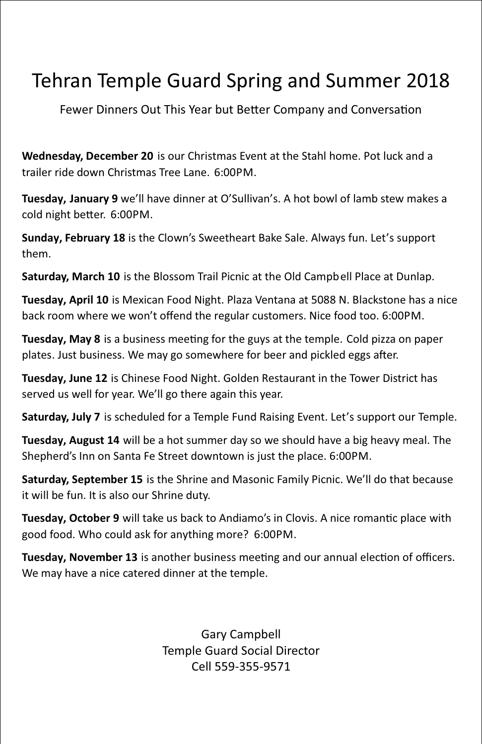# Tehran Temple Guard Spring and Summer 2018

Fewer Dinners Out This Year but Better Company and Conversation

**Wednesday, December 20** is our Christmas Event at the Stahl home. Pot luck and a trailer ride down Christmas Tree Lane. 6:00PM.

**Tuesday, January 9** we'll have dinner at O'Sullivan's. A hot bowl of lamb stew makes a cold night better. 6:00PM.

**Sunday, February 18** is the Clown's Sweetheart Bake Sale. Always fun. Let's support them.

**Saturday, March 10** is the Blossom Trail Picnic at the Old Campbell Place at Dunlap.

**Tuesday, April 10** is Mexican Food Night. Plaza Ventana at 5088 N. Blackstone has a nice back room where we won't offend the regular customers. Nice food too. 6:00PM.

**Tuesday, May 8** is a business meeting for the guys at the temple. Cold pizza on paper plates. Just business. We may go somewhere for beer and pickled eggs after.

**Tuesday, June 12** is Chinese Food Night. Golden Restaurant in the Tower District has served us well for year. We'll go there again this year.

**Saturday, July 7** is scheduled for a Temple Fund Raising Event. Let's support our Temple.

**Tuesday, August 14** will be a hot summer day so we should have a big heavy meal. The Shepherd's Inn on Santa Fe Street downtown is just the place. 6:00PM.

**Saturday, September 15** is the Shrine and Masonic Family Picnic. We'll do that because it will be fun. It is also our Shrine duty.

**Tuesday, October 9** will take us back to Andiamo's in Clovis. A nice romantic place with good food. Who could ask for anything more? 6:00PM.

**Tuesday, November 13** is another business meeting and our annual election of officers. We may have a nice catered dinner at the temple.

Gary Campbell
Temple Guard Social Director
Cell 559-355-9571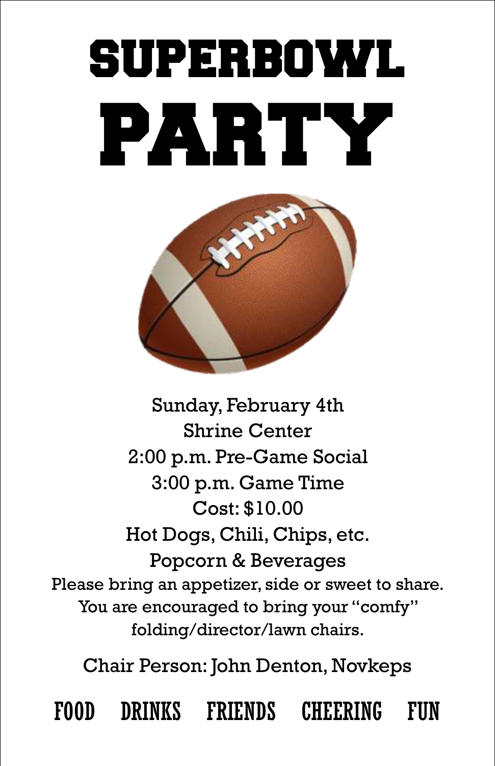# SUPERBOWL PARTY

Sunday, February 4th

Shrine Center

2:00 p.m. Pre-Game Social

3:00 p.m. Game Time

Cost: $10.00

Hot Dogs, Chili, Chips, etc.

Popcorn & Beverages

Please bring an appetizer, side or sweet to share.

You are encouraged to bring your "comfy" folding/director/lawn chairs.

Chair Person: John Denton, Novkeps

**FOOD DRINKS FRIENDS CHEERING FUN**